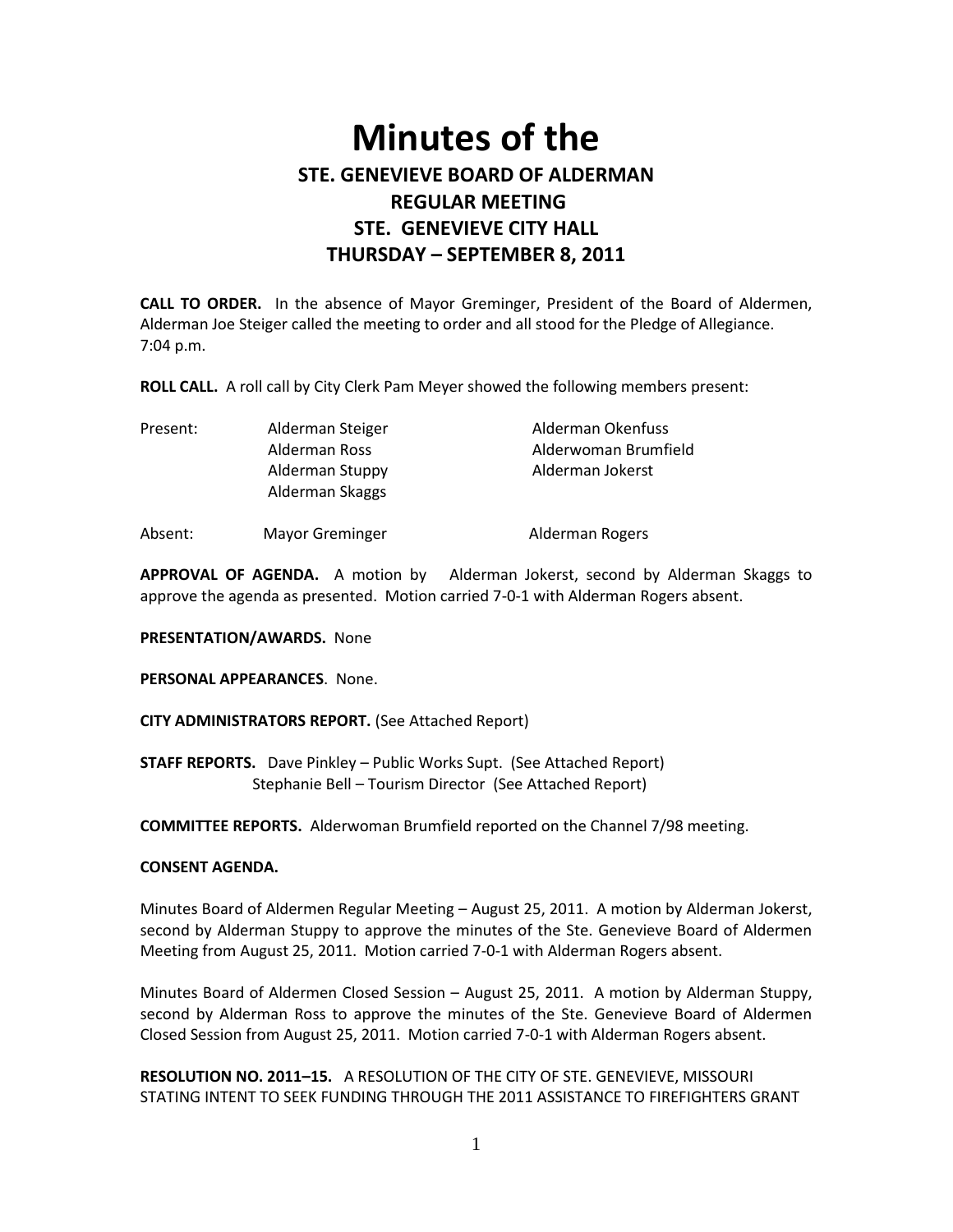# Minutes of the

## STE. GENEVIEVE BOARD OF ALDERMAN
## REGULAR MEETING
## STE. GENEVIEVE CITY HALL
## THURSDAY – SEPTEMBER 8, 2011

**CALL TO ORDER.** In the absence of Mayor Greminger, President of the Board of Aldermen, Alderman Joe Steiger called the meeting to order and all stood for the Pledge of Allegiance. 7:04 p.m.

**ROLL CALL.** A roll call by City Clerk Pam Meyer showed the following members present:

| | | |
|---|---|---|
| Present: | Alderman Steiger | Alderman Okenfuss |
| | Alderman Ross | Alderwoman Brumfield |
| | Alderman Stuppy | Alderman Jokerst |
| | Alderman Skaggs | |
| Absent: | Mayor Greminger | Alderman Rogers |

**APPROVAL OF AGENDA.** A motion by Alderman Jokerst, second by Alderman Skaggs to approve the agenda as presented. Motion carried 7-0-1 with Alderman Rogers absent.

**PRESENTATION/AWARDS.** None

**PERSONAL APPEARANCES**. None.

**CITY ADMINISTRATORS REPORT.** (See Attached Report)

**STAFF REPORTS.** Dave Pinkley – Public Works Supt. (See Attached Report)
Stephanie Bell – Tourism Director (See Attached Report)

**COMMITTEE REPORTS.** Alderwoman Brumfield reported on the Channel 7/98 meeting.

**CONSENT AGENDA.**

Minutes Board of Aldermen Regular Meeting – August 25, 2011. A motion by Alderman Jokerst, second by Alderman Stuppy to approve the minutes of the Ste. Genevieve Board of Aldermen Meeting from August 25, 2011. Motion carried 7-0-1 with Alderman Rogers absent.

Minutes Board of Aldermen Closed Session – August 25, 2011. A motion by Alderman Stuppy, second by Alderman Ross to approve the minutes of the Ste. Genevieve Board of Aldermen Closed Session from August 25, 2011. Motion carried 7-0-1 with Alderman Rogers absent.

**RESOLUTION NO. 2011–15.** A RESOLUTION OF THE CITY OF STE. GENEVIEVE, MISSOURI STATING INTENT TO SEEK FUNDING THROUGH THE 2011 ASSISTANCE TO FIREFIGHTERS GRANT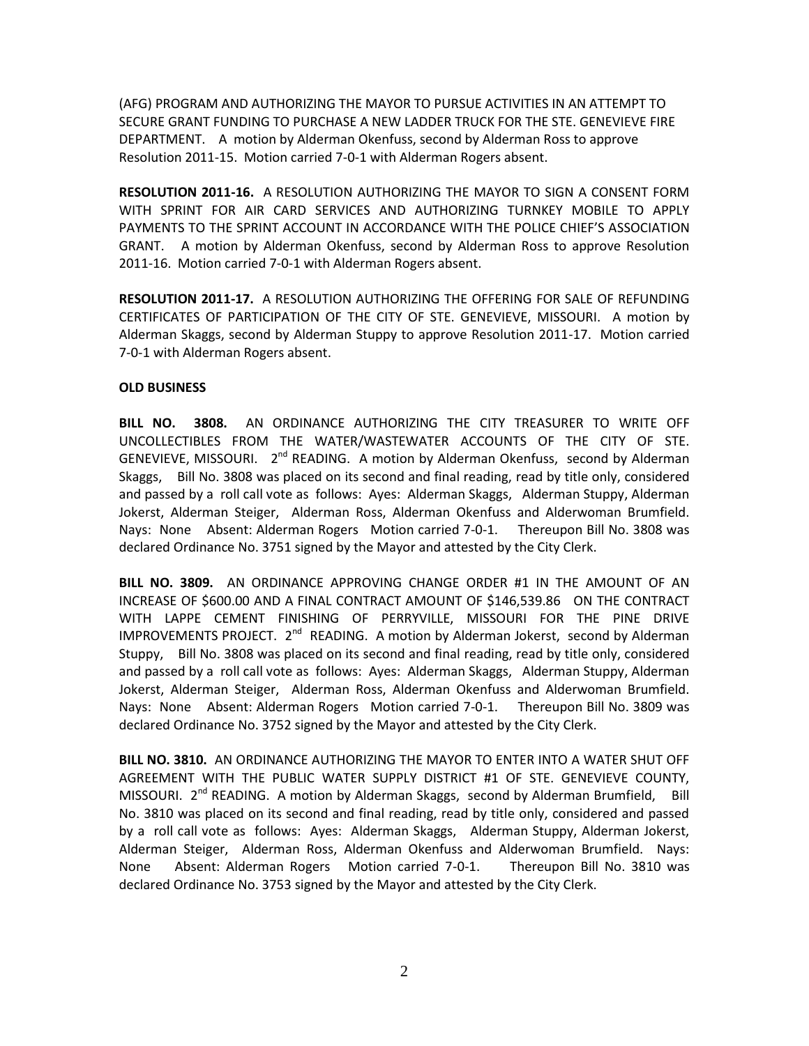(AFG) PROGRAM AND AUTHORIZING THE MAYOR TO PURSUE ACTIVITIES IN AN ATTEMPT TO SECURE GRANT FUNDING TO PURCHASE A NEW LADDER TRUCK FOR THE STE. GENEVIEVE FIRE DEPARTMENT. A motion by Alderman Okenfuss, second by Alderman Ross to approve Resolution 2011-15. Motion carried 7-0-1 with Alderman Rogers absent.

**RESOLUTION 2011-16.** A RESOLUTION AUTHORIZING THE MAYOR TO SIGN A CONSENT FORM WITH SPRINT FOR AIR CARD SERVICES AND AUTHORIZING TURNKEY MOBILE TO APPLY PAYMENTS TO THE SPRINT ACCOUNT IN ACCORDANCE WITH THE POLICE CHIEF'S ASSOCIATION GRANT. A motion by Alderman Okenfuss, second by Alderman Ross to approve Resolution 2011-16. Motion carried 7-0-1 with Alderman Rogers absent.

**RESOLUTION 2011-17.** A RESOLUTION AUTHORIZING THE OFFERING FOR SALE OF REFUNDING CERTIFICATES OF PARTICIPATION OF THE CITY OF STE. GENEVIEVE, MISSOURI. A motion by Alderman Skaggs, second by Alderman Stuppy to approve Resolution 2011-17. Motion carried 7-0-1 with Alderman Rogers absent.

**OLD BUSINESS**

**BILL NO. 3808.** AN ORDINANCE AUTHORIZING THE CITY TREASURER TO WRITE OFF UNCOLLECTIBLES FROM THE WATER/WASTEWATER ACCOUNTS OF THE CITY OF STE. GENEVIEVE, MISSOURI. 2nd READING. A motion by Alderman Okenfuss, second by Alderman Skaggs, Bill No. 3808 was placed on its second and final reading, read by title only, considered and passed by a roll call vote as follows: Ayes: Alderman Skaggs, Alderman Stuppy, Alderman Jokerst, Alderman Steiger, Alderman Ross, Alderman Okenfuss and Alderwoman Brumfield. Nays: None Absent: Alderman Rogers Motion carried 7-0-1. Thereupon Bill No. 3808 was declared Ordinance No. 3751 signed by the Mayor and attested by the City Clerk.

**BILL NO. 3809.** AN ORDINANCE APPROVING CHANGE ORDER #1 IN THE AMOUNT OF AN INCREASE OF $600.00 AND A FINAL CONTRACT AMOUNT OF $146,539.86 ON THE CONTRACT WITH LAPPE CEMENT FINISHING OF PERRYVILLE, MISSOURI FOR THE PINE DRIVE IMPROVEMENTS PROJECT. 2nd READING. A motion by Alderman Jokerst, second by Alderman Stuppy, Bill No. 3808 was placed on its second and final reading, read by title only, considered and passed by a roll call vote as follows: Ayes: Alderman Skaggs, Alderman Stuppy, Alderman Jokerst, Alderman Steiger, Alderman Ross, Alderman Okenfuss and Alderwoman Brumfield. Nays: None Absent: Alderman Rogers Motion carried 7-0-1. Thereupon Bill No. 3809 was declared Ordinance No. 3752 signed by the Mayor and attested by the City Clerk.

**BILL NO. 3810.** AN ORDINANCE AUTHORIZING THE MAYOR TO ENTER INTO A WATER SHUT OFF AGREEMENT WITH THE PUBLIC WATER SUPPLY DISTRICT #1 OF STE. GENEVIEVE COUNTY, MISSOURI. 2nd READING. A motion by Alderman Skaggs, second by Alderman Brumfield, Bill No. 3810 was placed on its second and final reading, read by title only, considered and passed by a roll call vote as follows: Ayes: Alderman Skaggs, Alderman Stuppy, Alderman Jokerst, Alderman Steiger, Alderman Ross, Alderman Okenfuss and Alderwoman Brumfield. Nays: None Absent: Alderman Rogers Motion carried 7-0-1. Thereupon Bill No. 3810 was declared Ordinance No. 3753 signed by the Mayor and attested by the City Clerk.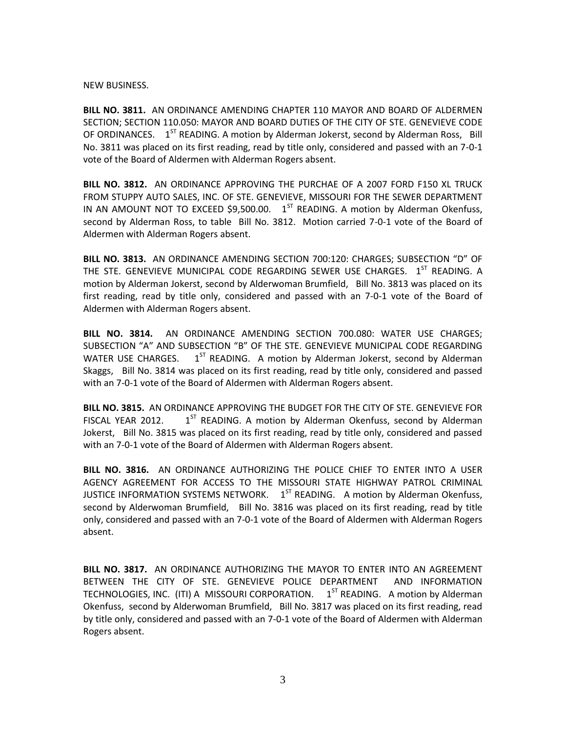NEW BUSINESS.

**BILL NO. 3811.** AN ORDINANCE AMENDING CHAPTER 110 MAYOR AND BOARD OF ALDERMEN SECTION; SECTION 110.050: MAYOR AND BOARD DUTIES OF THE CITY OF STE. GENEVIEVE CODE OF ORDINANCES. 1ST READING. A motion by Alderman Jokerst, second by Alderman Ross, Bill No. 3811 was placed on its first reading, read by title only, considered and passed with an 7-0-1 vote of the Board of Aldermen with Alderman Rogers absent.

**BILL NO. 3812.** AN ORDINANCE APPROVING THE PURCHAE OF A 2007 FORD F150 XL TRUCK FROM STUPPY AUTO SALES, INC. OF STE. GENEVIEVE, MISSOURI FOR THE SEWER DEPARTMENT IN AN AMOUNT NOT TO EXCEED $9,500.00. 1ST READING. A motion by Alderman Okenfuss, second by Alderman Ross, to table Bill No. 3812. Motion carried 7-0-1 vote of the Board of Aldermen with Alderman Rogers absent.

**BILL NO. 3813.** AN ORDINANCE AMENDING SECTION 700:120: CHARGES; SUBSECTION "D" OF THE STE. GENEVIEVE MUNICIPAL CODE REGARDING SEWER USE CHARGES. 1ST READING. A motion by Alderman Jokerst, second by Alderwoman Brumfield, Bill No. 3813 was placed on its first reading, read by title only, considered and passed with an 7-0-1 vote of the Board of Aldermen with Alderman Rogers absent.

**BILL NO. 3814.** AN ORDINANCE AMENDING SECTION 700.080: WATER USE CHARGES; SUBSECTION "A" AND SUBSECTION "B" OF THE STE. GENEVIEVE MUNICIPAL CODE REGARDING WATER USE CHARGES. 1ST READING. A motion by Alderman Jokerst, second by Alderman Skaggs, Bill No. 3814 was placed on its first reading, read by title only, considered and passed with an 7-0-1 vote of the Board of Aldermen with Alderman Rogers absent.

**BILL NO. 3815.** AN ORDINANCE APPROVING THE BUDGET FOR THE CITY OF STE. GENEVIEVE FOR FISCAL YEAR 2012. 1ST READING. A motion by Alderman Okenfuss, second by Alderman Jokerst, Bill No. 3815 was placed on its first reading, read by title only, considered and passed with an 7-0-1 vote of the Board of Aldermen with Alderman Rogers absent.

**BILL NO. 3816.** AN ORDINANCE AUTHORIZING THE POLICE CHIEF TO ENTER INTO A USER AGENCY AGREEMENT FOR ACCESS TO THE MISSOURI STATE HIGHWAY PATROL CRIMINAL JUSTICE INFORMATION SYSTEMS NETWORK. 1ST READING. A motion by Alderman Okenfuss, second by Alderwoman Brumfield, Bill No. 3816 was placed on its first reading, read by title only, considered and passed with an 7-0-1 vote of the Board of Aldermen with Alderman Rogers absent.

**BILL NO. 3817.** AN ORDINANCE AUTHORIZING THE MAYOR TO ENTER INTO AN AGREEMENT BETWEEN THE CITY OF STE. GENEVIEVE POLICE DEPARTMENT AND INFORMATION TECHNOLOGIES, INC. (ITI) A MISSOURI CORPORATION. 1ST READING. A motion by Alderman Okenfuss, second by Alderwoman Brumfield, Bill No. 3817 was placed on its first reading, read by title only, considered and passed with an 7-0-1 vote of the Board of Aldermen with Alderman Rogers absent.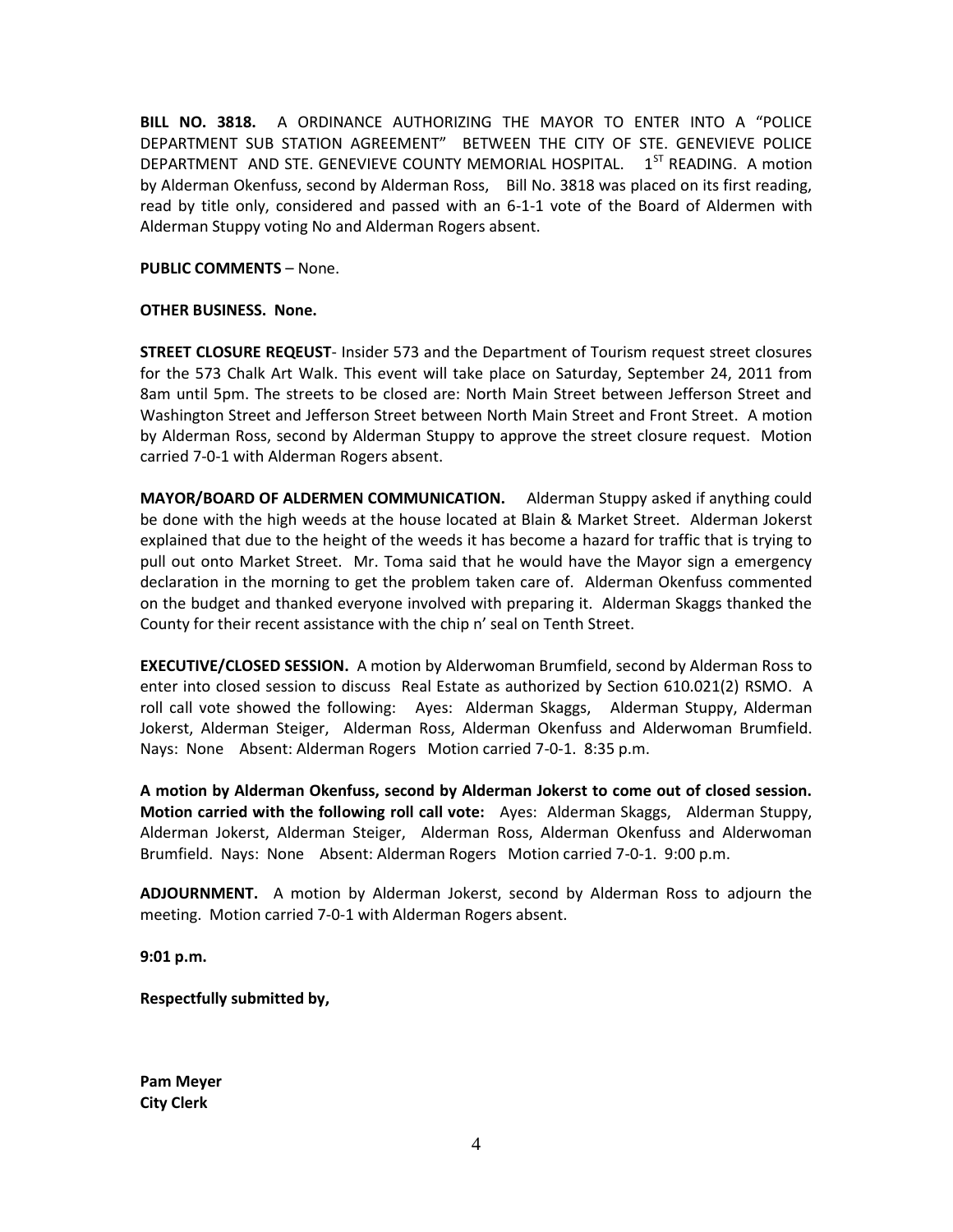**BILL NO. 3818.** A ORDINANCE AUTHORIZING THE MAYOR TO ENTER INTO A "POLICE DEPARTMENT SUB STATION AGREEMENT" BETWEEN THE CITY OF STE. GENEVIEVE POLICE DEPARTMENT AND STE. GENEVIEVE COUNTY MEMORIAL HOSPITAL. 1ST READING. A motion by Alderman Okenfuss, second by Alderman Ross, Bill No. 3818 was placed on its first reading, read by title only, considered and passed with an 6-1-1 vote of the Board of Aldermen with Alderman Stuppy voting No and Alderman Rogers absent.

**PUBLIC COMMENTS** – None.

**OTHER BUSINESS. None.**

**STREET CLOSURE REQEUST**- Insider 573 and the Department of Tourism request street closures for the 573 Chalk Art Walk. This event will take place on Saturday, September 24, 2011 from 8am until 5pm. The streets to be closed are: North Main Street between Jefferson Street and Washington Street and Jefferson Street between North Main Street and Front Street. A motion by Alderman Ross, second by Alderman Stuppy to approve the street closure request. Motion carried 7-0-1 with Alderman Rogers absent.

**MAYOR/BOARD OF ALDERMEN COMMUNICATION.** Alderman Stuppy asked if anything could be done with the high weeds at the house located at Blain & Market Street. Alderman Jokerst explained that due to the height of the weeds it has become a hazard for traffic that is trying to pull out onto Market Street. Mr. Toma said that he would have the Mayor sign a emergency declaration in the morning to get the problem taken care of. Alderman Okenfuss commented on the budget and thanked everyone involved with preparing it. Alderman Skaggs thanked the County for their recent assistance with the chip n' seal on Tenth Street.

**EXECUTIVE/CLOSED SESSION.** A motion by Alderwoman Brumfield, second by Alderman Ross to enter into closed session to discuss Real Estate as authorized by Section 610.021(2) RSMO. A roll call vote showed the following: Ayes: Alderman Skaggs, Alderman Stuppy, Alderman Jokerst, Alderman Steiger, Alderman Ross, Alderman Okenfuss and Alderwoman Brumfield. Nays: None Absent: Alderman Rogers Motion carried 7-0-1. 8:35 p.m.

**A motion by Alderman Okenfuss, second by Alderman Jokerst to come out of closed session. Motion carried with the following roll call vote:** Ayes: Alderman Skaggs, Alderman Stuppy, Alderman Jokerst, Alderman Steiger, Alderman Ross, Alderman Okenfuss and Alderwoman Brumfield. Nays: None Absent: Alderman Rogers Motion carried 7-0-1. 9:00 p.m.

**ADJOURNMENT.** A motion by Alderman Jokerst, second by Alderman Ross to adjourn the meeting. Motion carried 7-0-1 with Alderman Rogers absent.

**9:01 p.m.**

**Respectfully submitted by,**

**Pam Meyer**
**City Clerk**